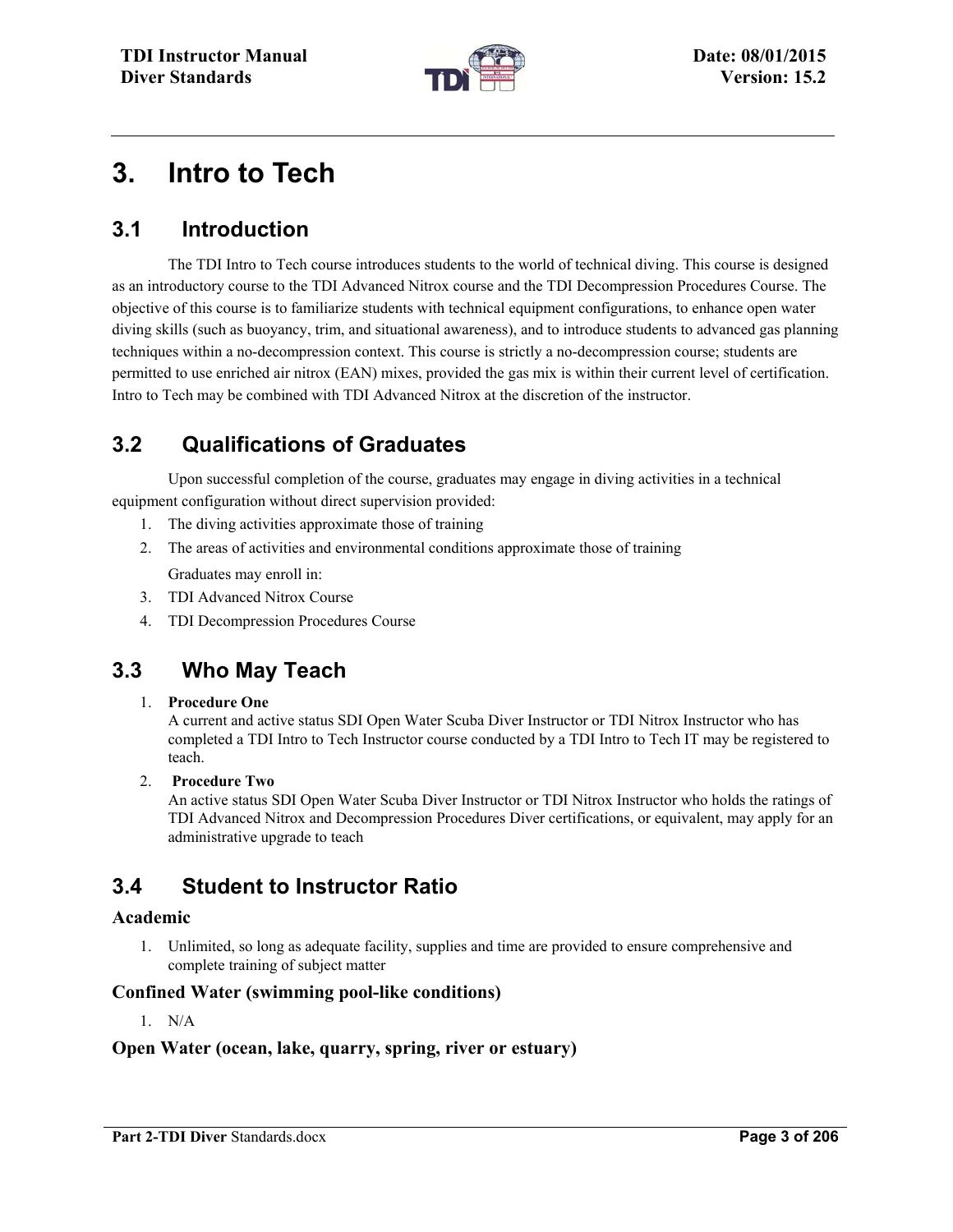# 3. Intro to Tech

## 3.1 Introduction

The TDI Intro to Tech course introduces students to the world of technical diving. This course is designed as an introductory course to the TDI Advanced Nitrox course and the TDI Decompression Procedures Course. The objective of this course is to familiarize students with technical equipment configurations, to enhance open water diving skills (such as buoyancy, trim, and situational awareness), and to introduce students to advanced gas planning techniques within a no-decompression context. This course is strictly a no-decompression course; students are permitted to use enriched air nitrox (EAN) mixes, provided the gas mix is within their current level of certification. Intro to Tech may be combined with TDI Advanced Nitrox at the discretion of the instructor.

## 3.2 Qualifications of Graduates

Upon successful completion of the course, graduates may engage in diving activities in a technical equipment configuration without direct supervision provided:

1. The diving activities approximate those of training
2. The areas of activities and environmental conditions approximate those of training

   Graduates may enroll in:

3. TDI Advanced Nitrox Course
4. TDI Decompression Procedures Course

## 3.3 Who May Teach

1. **Procedure One**
   A current and active status SDI Open Water Scuba Diver Instructor or TDI Nitrox Instructor who has completed a TDI Intro to Tech Instructor course conducted by a TDI Intro to Tech IT may be registered to teach.
2. **Procedure Two**
   An active status SDI Open Water Scuba Diver Instructor or TDI Nitrox Instructor who holds the ratings of TDI Advanced Nitrox and Decompression Procedures Diver certifications, or equivalent, may apply for an administrative upgrade to teach

## 3.4 Student to Instructor Ratio

### Academic

1. Unlimited, so long as adequate facility, supplies and time are provided to ensure comprehensive and complete training of subject matter

### Confined Water (swimming pool-like conditions)

1. N/A

### Open Water (ocean, lake, quarry, spring, river or estuary)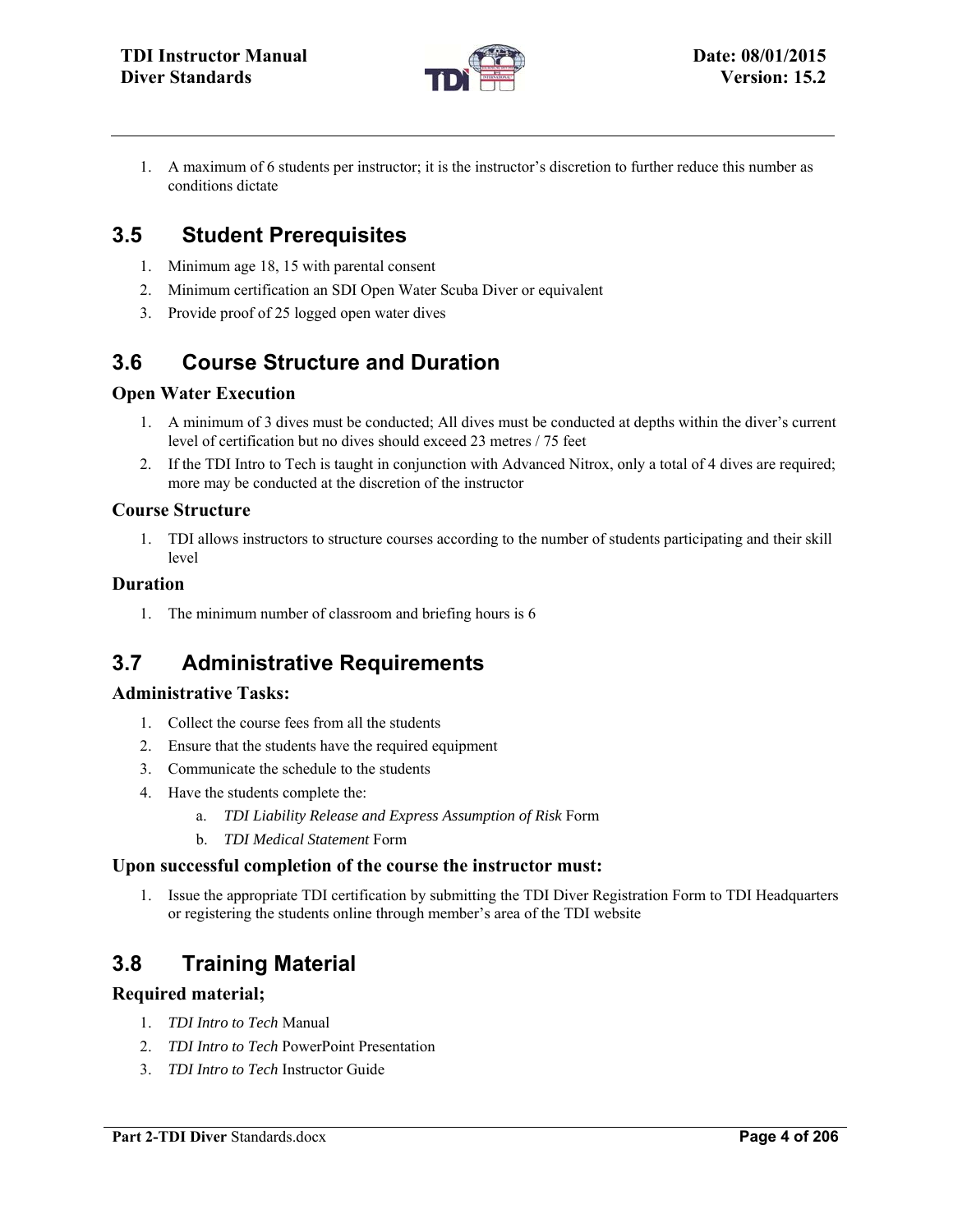1. A maximum of 6 students per instructor; it is the instructor's discretion to further reduce this number as conditions dictate

## 3.5 Student Prerequisites

1. Minimum age 18, 15 with parental consent
2. Minimum certification an SDI Open Water Scuba Diver or equivalent
3. Provide proof of 25 logged open water dives

## 3.6 Course Structure and Duration

### Open Water Execution

1. A minimum of 3 dives must be conducted; All dives must be conducted at depths within the diver's current level of certification but no dives should exceed 23 metres / 75 feet
2. If the TDI Intro to Tech is taught in conjunction with Advanced Nitrox, only a total of 4 dives are required; more may be conducted at the discretion of the instructor

### Course Structure

1. TDI allows instructors to structure courses according to the number of students participating and their skill level

### Duration

1. The minimum number of classroom and briefing hours is 6

## 3.7 Administrative Requirements

### Administrative Tasks:

1. Collect the course fees from all the students
2. Ensure that the students have the required equipment
3. Communicate the schedule to the students
4. Have the students complete the:
    a. *TDI Liability Release and Express Assumption of Risk* Form
    b. *TDI Medical Statement* Form

### Upon successful completion of the course the instructor must:

1. Issue the appropriate TDI certification by submitting the TDI Diver Registration Form to TDI Headquarters or registering the students online through member's area of the TDI website

## 3.8 Training Material

### Required material;

1. *TDI Intro to Tech* Manual
2. *TDI Intro to Tech* PowerPoint Presentation
3. *TDI Intro to Tech* Instructor Guide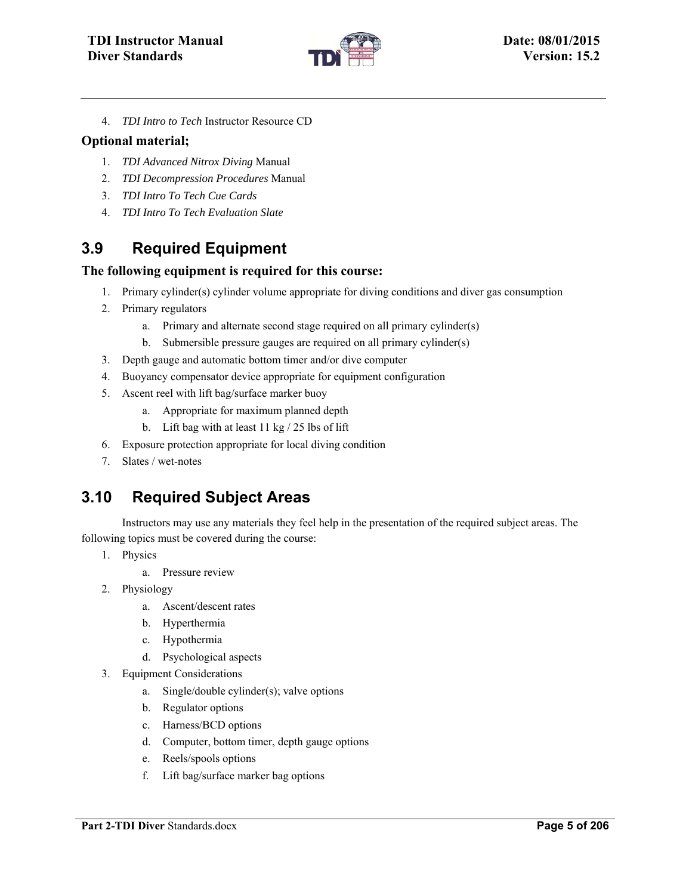4. *TDI Intro to Tech* Instructor Resource CD

**Optional material;**

1. *TDI Advanced Nitrox Diving* Manual
2. *TDI Decompression Procedures* Manual
3. *TDI Intro To Tech Cue Cards*
4. *TDI Intro To Tech Evaluation Slate*

## 3.9 Required Equipment

**The following equipment is required for this course:**

1. Primary cylinder(s) cylinder volume appropriate for diving conditions and diver gas consumption
2. Primary regulators
    a. Primary and alternate second stage required on all primary cylinder(s)
    b. Submersible pressure gauges are required on all primary cylinder(s)
3. Depth gauge and automatic bottom timer and/or dive computer
4. Buoyancy compensator device appropriate for equipment configuration
5. Ascent reel with lift bag/surface marker buoy
    a. Appropriate for maximum planned depth
    b. Lift bag with at least 11 kg / 25 lbs of lift
6. Exposure protection appropriate for local diving condition
7. Slates / wet-notes

## 3.10 Required Subject Areas

Instructors may use any materials they feel help in the presentation of the required subject areas. The following topics must be covered during the course:

1. Physics
    a. Pressure review
2. Physiology
    a. Ascent/descent rates
    b. Hyperthermia
    c. Hypothermia
    d. Psychological aspects
3. Equipment Considerations
    a. Single/double cylinder(s); valve options
    b. Regulator options
    c. Harness/BCD options
    d. Computer, bottom timer, depth gauge options
    e. Reels/spools options
    f. Lift bag/surface marker bag options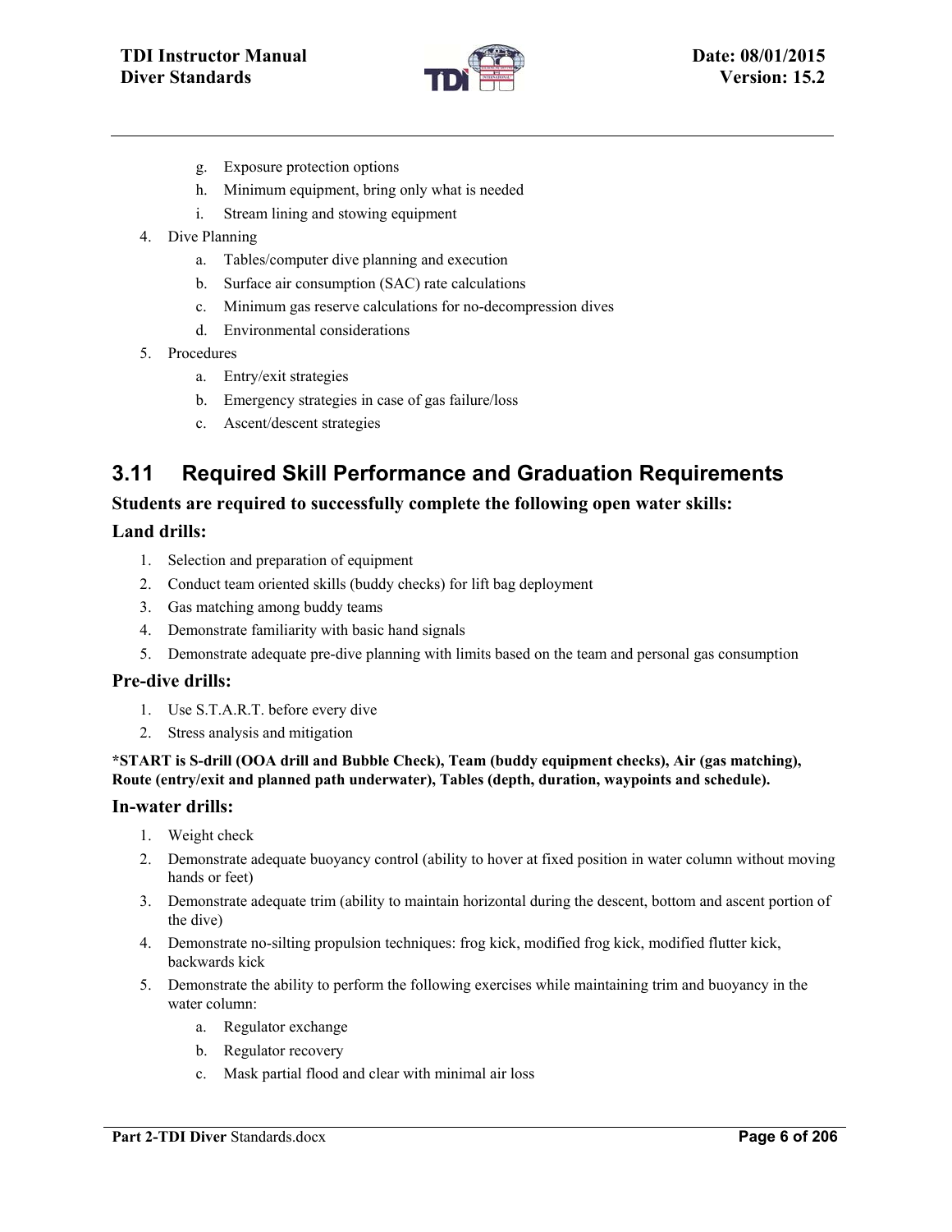g. Exposure protection options
   h. Minimum equipment, bring only what is needed
   i. Stream lining and stowing equipment

4. Dive Planning
   a. Tables/computer dive planning and execution
   b. Surface air consumption (SAC) rate calculations
   c. Minimum gas reserve calculations for no-decompression dives
   d. Environmental considerations
5. Procedures
   a. Entry/exit strategies
   b. Emergency strategies in case of gas failure/loss
   c. Ascent/descent strategies

## 3.11 Required Skill Performance and Graduation Requirements

### Students are required to successfully complete the following open water skills:

### Land drills:

1. Selection and preparation of equipment
2. Conduct team oriented skills (buddy checks) for lift bag deployment
3. Gas matching among buddy teams
4. Demonstrate familiarity with basic hand signals
5. Demonstrate adequate pre-dive planning with limits based on the team and personal gas consumption

### Pre-dive drills:

1. Use S.T.A.R.T. before every dive
2. Stress analysis and mitigation

**\*START is S-drill (OOA drill and Bubble Check), Team (buddy equipment checks), Air (gas matching), Route (entry/exit and planned path underwater), Tables (depth, duration, waypoints and schedule).**

### In-water drills:

1. Weight check
2. Demonstrate adequate buoyancy control (ability to hover at fixed position in water column without moving hands or feet)
3. Demonstrate adequate trim (ability to maintain horizontal during the descent, bottom and ascent portion of the dive)
4. Demonstrate no-silting propulsion techniques: frog kick, modified frog kick, modified flutter kick, backwards kick
5. Demonstrate the ability to perform the following exercises while maintaining trim and buoyancy in the water column:
   a. Regulator exchange
   b. Regulator recovery
   c. Mask partial flood and clear with minimal air loss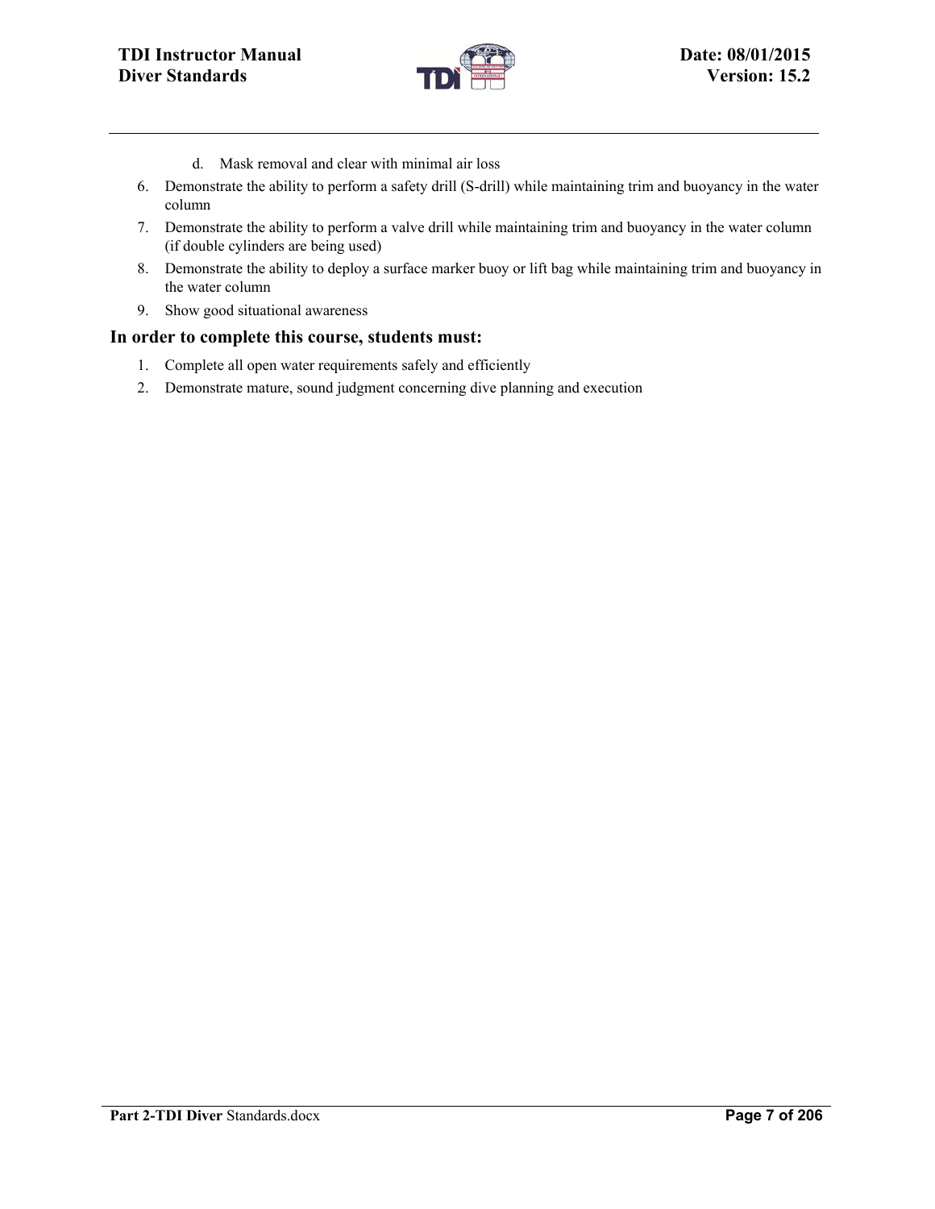d. Mask removal and clear with minimal air loss

6. Demonstrate the ability to perform a safety drill (S-drill) while maintaining trim and buoyancy in the water column
7. Demonstrate the ability to perform a valve drill while maintaining trim and buoyancy in the water column (if double cylinders are being used)
8. Demonstrate the ability to deploy a surface marker buoy or lift bag while maintaining trim and buoyancy in the water column
9. Show good situational awareness

### In order to complete this course, students must:

1. Complete all open water requirements safely and efficiently
2. Demonstrate mature, sound judgment concerning dive planning and execution